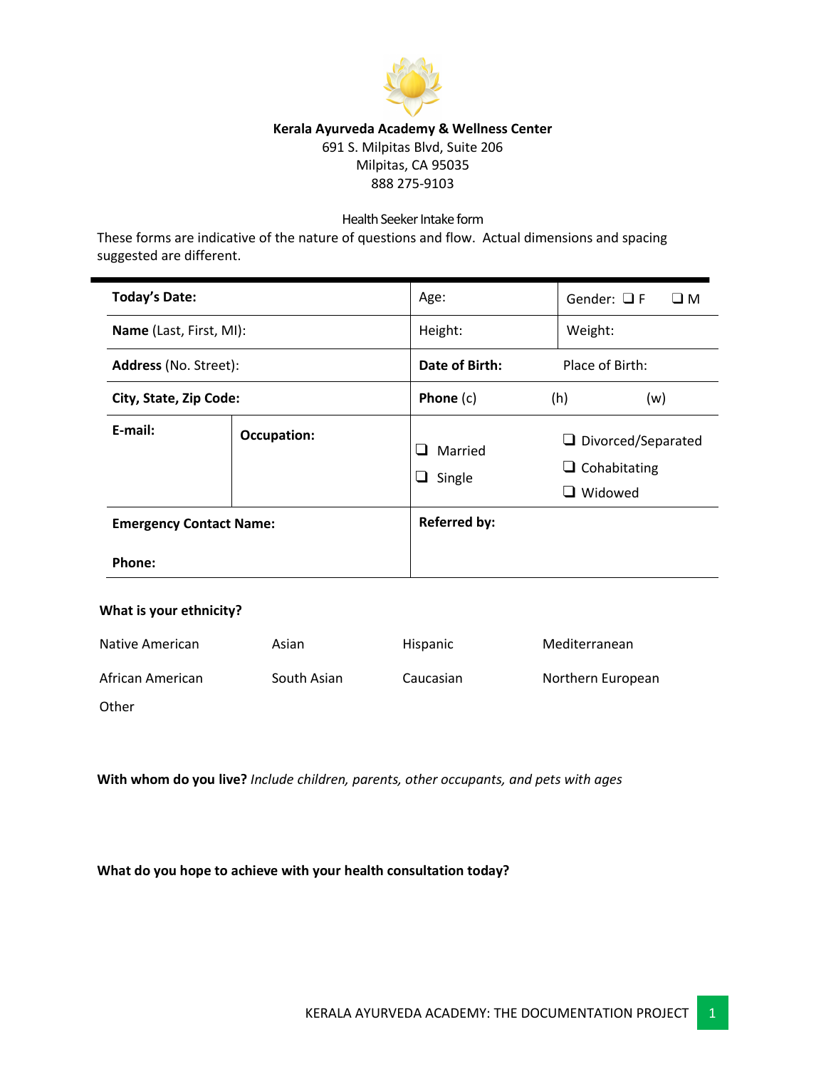**Kerala Ayurveda Academy & Wellness Center**
691 S. Milpitas Blvd, Suite 206
Milpitas, CA 95035
888 275-9103

Health Seeker Intake form

These forms are indicative of the nature of questions and flow. Actual dimensions and spacing suggested are different.

| | | | |
|---|---|---|---|
| **Today's Date:** | | Age: | Gender: ❑ F ❑ M |
| **Name** (Last, First, MI): | | Height: | Weight: |
| **Address** (No. Street): | | **Date of Birth:** | Place of Birth: |
| **City, State, Zip Code:** | | **Phone** (c) (h) | (w) |
| **E-mail:** | **Occupation:** | ❑ Married<br>❑ Single | ❑ Divorced/Separated<br>❑ Cohabitating<br>❑ Widowed |
| **Emergency Contact Name:**<br><br>**Phone:** | | **Referred by:** | |

**What is your ethnicity?**

| | | | |
|---|---|---|---|
| Native American | Asian | Hispanic | Mediterranean |
| African American | South Asian | Caucasian | Northern European |
| Other | | | |

**With whom do you live?** *Include children, parents, other occupants, and pets with ages*

**What do you hope to achieve with your health consultation today?**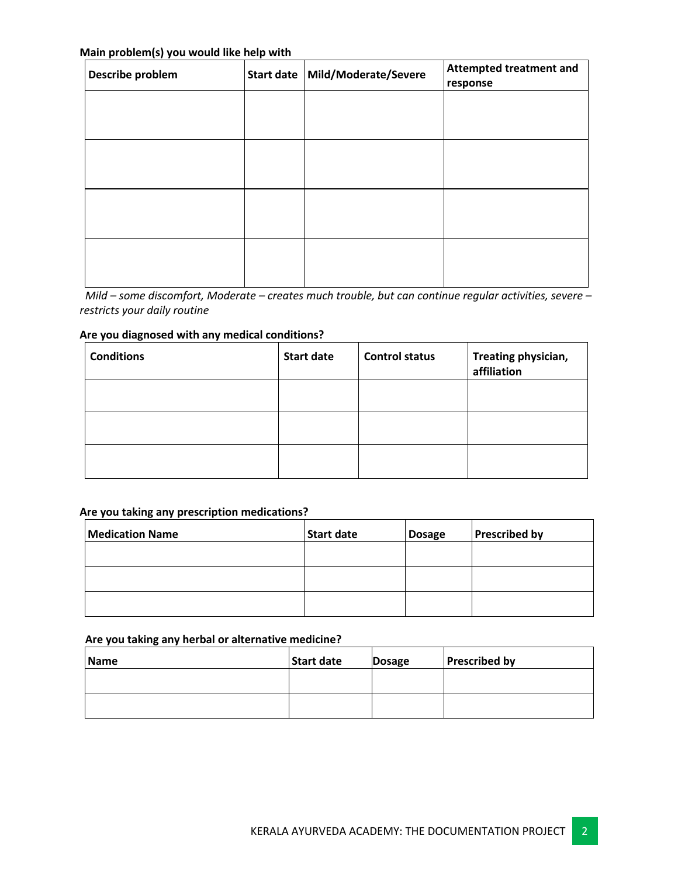**Main problem(s) you would like help with**

| Describe problem | Start date | Mild/Moderate/Severe | Attempted treatment and response |
|---|---|---|---|
| | | | |
| | | | |
| | | | |
| | | | |

*Mild – some discomfort, Moderate – creates much trouble, but can continue regular activities, severe – restricts your daily routine*

**Are you diagnosed with any medical conditions?**

| Conditions | Start date | Control status | Treating physician, affiliation |
|---|---|---|---|
| | | | |
| | | | |
| | | | |

**Are you taking any prescription medications?**

| Medication Name | Start date | Dosage | Prescribed by |
|---|---|---|---|
| | | | |
| | | | |
| | | | |

**Are you taking any herbal or alternative medicine?**

| Name | Start date | Dosage | Prescribed by |
|---|---|---|---|
| | | | |
| | | | |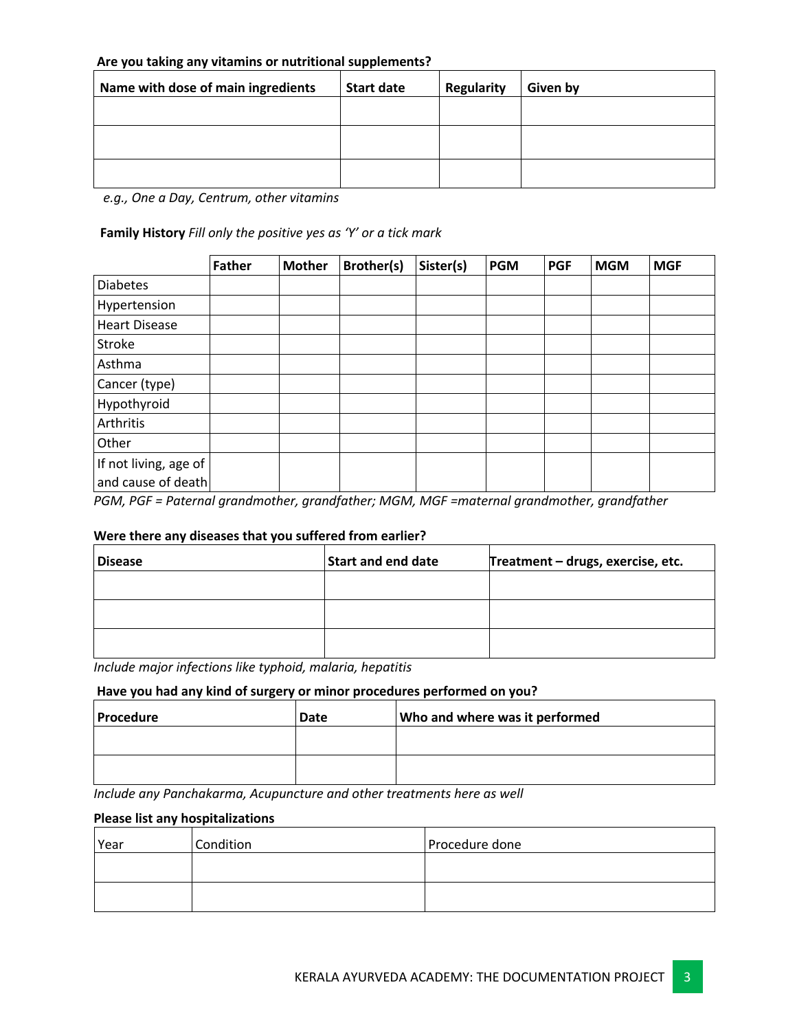**Are you taking any vitamins or nutritional supplements?**

| Name with dose of main ingredients | Start date | Regularity | Given by |
|---|---|---|---|
| | | | |
| | | | |
| | | | |

*e.g., One a Day, Centrum, other vitamins*

**Family History** *Fill only the positive yes as 'Y' or a tick mark*

| | Father | Mother | Brother(s) | Sister(s) | PGM | PGF | MGM | MGF |
|---|---|---|---|---|---|---|---|---|
| Diabetes | | | | | | | | |
| Hypertension | | | | | | | | |
| Heart Disease | | | | | | | | |
| Stroke | | | | | | | | |
| Asthma | | | | | | | | |
| Cancer (type) | | | | | | | | |
| Hypothyroid | | | | | | | | |
| Arthritis | | | | | | | | |
| Other | | | | | | | | |
| If not living, age of and cause of death | | | | | | | | |

*PGM, PGF = Paternal grandmother, grandfather; MGM, MGF =maternal grandmother, grandfather*

**Were there any diseases that you suffered from earlier?**

| Disease | Start and end date | Treatment – drugs, exercise, etc. |
|---|---|---|
| | | |
| | | |
| | | |

*Include major infections like typhoid, malaria, hepatitis*

**Have you had any kind of surgery or minor procedures performed on you?**

| Procedure | Date | Who and where was it performed |
|---|---|---|
| | | |
| | | |

*Include any Panchakarma, Acupuncture and other treatments here as well*

**Please list any hospitalizations**

| Year | Condition | Procedure done |
|---|---|---|
| | | |
| | | |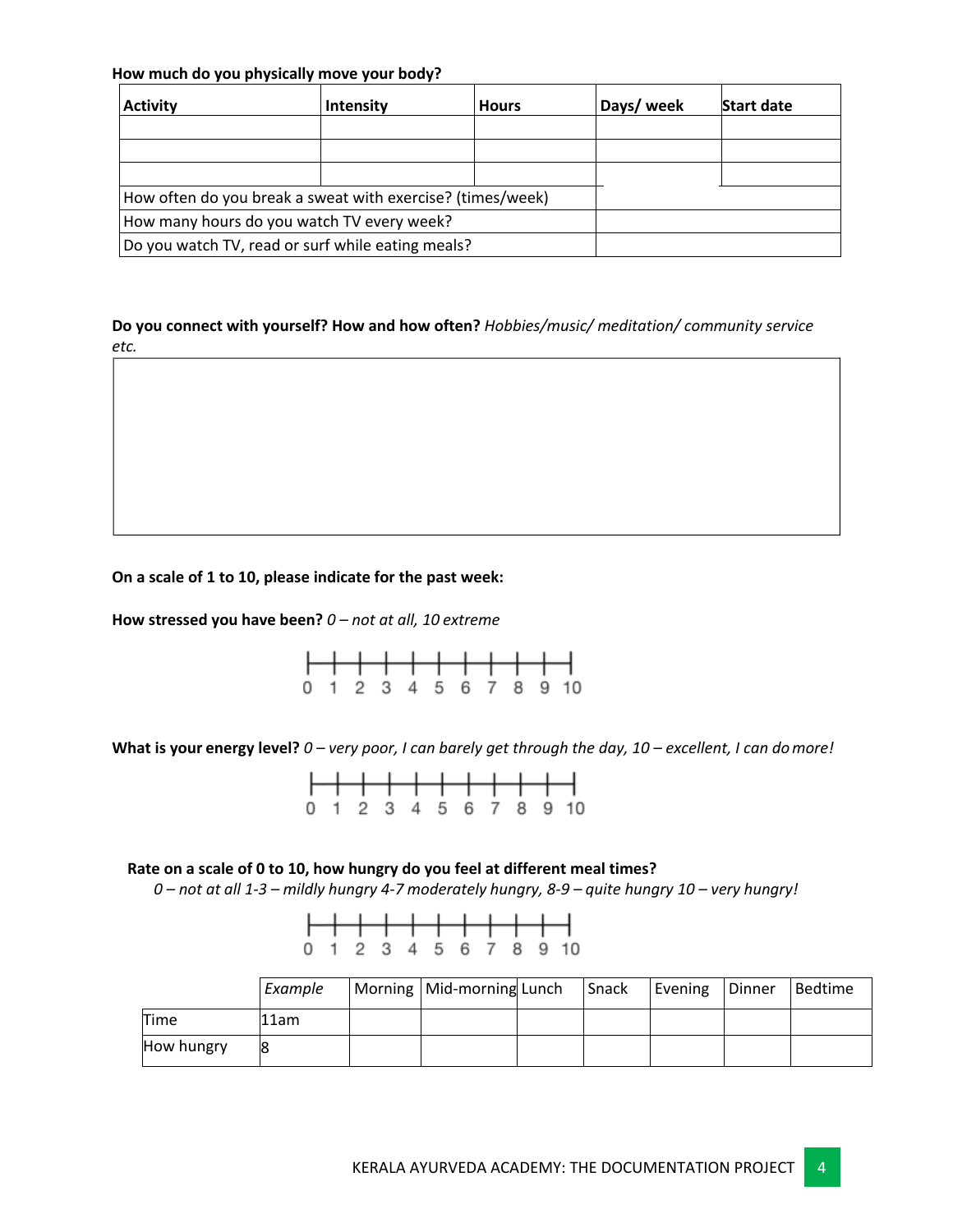**How much do you physically move your body?**

| Activity | Intensity | Hours | Days/ week | Start date |
|---|---|---|---|---|
| | | | | |
| | | | | |
| | | | | |
| How often do you break a sweat with exercise? (times/week) | | | | |
| How many hours do you watch TV every week? | | | | |
| Do you watch TV, read or surf while eating meals? | | | | |

**Do you connect with yourself? How and how often?** *Hobbies/music/ meditation/ community service etc.*

|   |
|---|
|   |

**On a scale of 1 to 10, please indicate for the past week:**

**How stressed you have been?** *0 – not at all, 10 extreme*

0 1 2 3 4 5 6 7 8 9 10

**What is your energy level?** *0 – very poor, I can barely get through the day, 10 – excellent, I can do more!*

0 1 2 3 4 5 6 7 8 9 10

**Rate on a scale of 0 to 10, how hungry do you feel at different meal times?**

*0 – not at all 1-3 – mildly hungry 4-7 moderately hungry, 8-9 – quite hungry 10 – very hungry!*

0 1 2 3 4 5 6 7 8 9 10

| | *Example* | Morning | Mid-morning | Lunch | Snack | Evening | Dinner | Bedtime |
|---|---|---|---|---|---|---|---|---|
| Time | 11am | | | | | | | |
| How hungry | 8 | | | | | | | |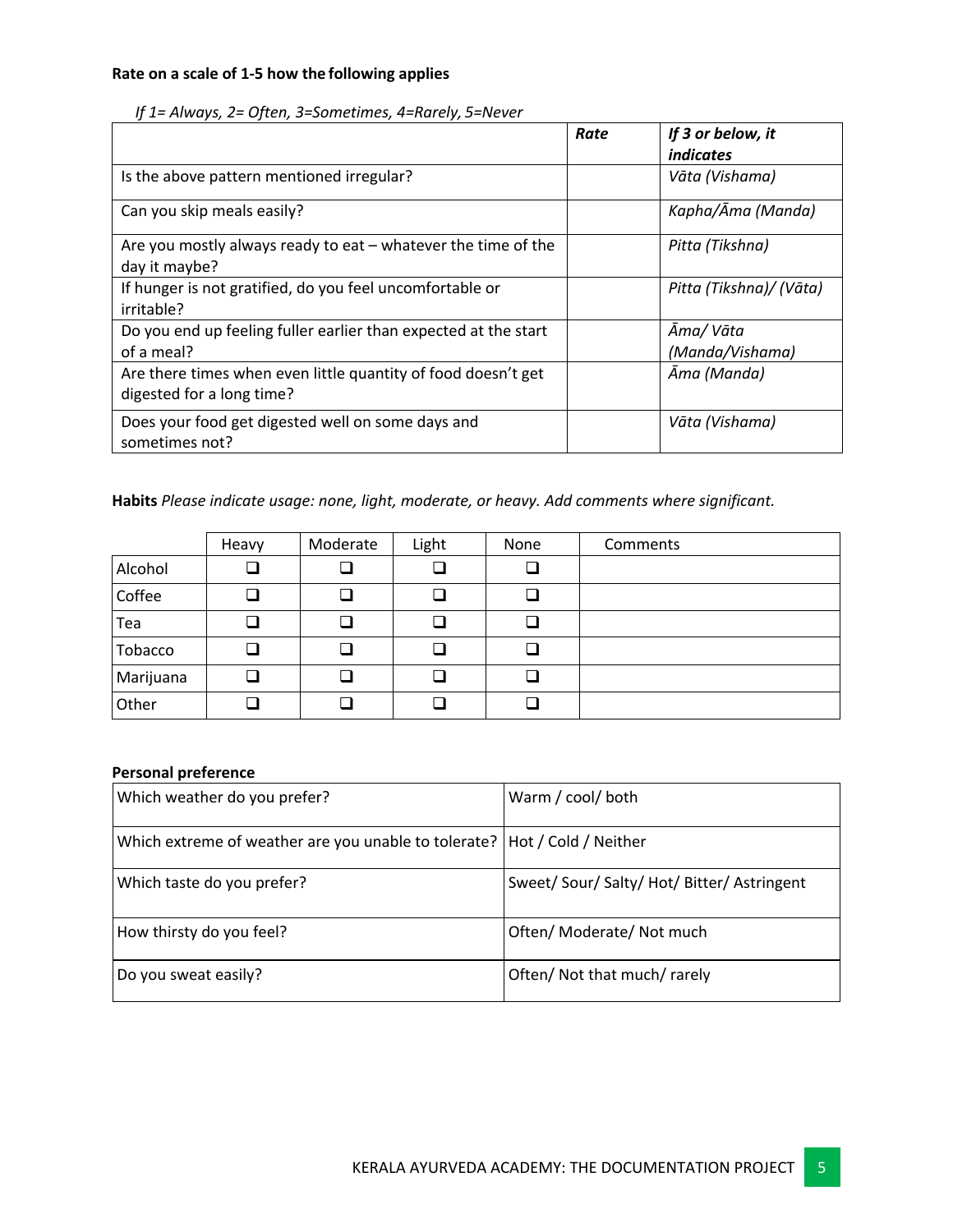**Rate on a scale of 1-5 how the following applies**

*If 1= Always, 2= Often, 3=Sometimes, 4=Rarely, 5=Never*

| | *Rate* | *If 3 or below, it indicates* |
|---|---|---|
| Is the above pattern mentioned irregular? | | *Vāta (Vishama)* |
| Can you skip meals easily? | | *Kapha/Āma (Manda)* |
| Are you mostly always ready to eat – whatever the time of the day it maybe? | | *Pitta (Tikshna)* |
| If hunger is not gratified, do you feel uncomfortable or irritable? | | *Pitta (Tikshna)/ (Vāta)* |
| Do you end up feeling fuller earlier than expected at the start of a meal? | | *Āma/ Vāta (Manda/Vishama)* |
| Are there times when even little quantity of food doesn't get digested for a long time? | | *Āma (Manda)* |
| Does your food get digested well on some days and sometimes not? | | *Vāta (Vishama)* |

**Habits** *Please indicate usage: none, light, moderate, or heavy. Add comments where significant.*

| | Heavy | Moderate | Light | None | Comments |
|---|---|---|---|---|---|
| Alcohol | ❑ | ❑ | ❑ | ❑ | |
| Coffee | ❑ | ❑ | ❑ | ❑ | |
| Tea | ❑ | ❑ | ❑ | ❑ | |
| Tobacco | ❑ | ❑ | ❑ | ❑ | |
| Marijuana | ❑ | ❑ | ❑ | ❑ | |
| Other | ❑ | ❑ | ❑ | ❑ | |

**Personal preference**

| | |
|---|---|
| Which weather do you prefer? | Warm / cool/ both |
| Which extreme of weather are you unable to tolerate? | Hot / Cold / Neither |
| Which taste do you prefer? | Sweet/ Sour/ Salty/ Hot/ Bitter/ Astringent |
| How thirsty do you feel? | Often/ Moderate/ Not much |
| Do you sweat easily? | Often/ Not that much/ rarely |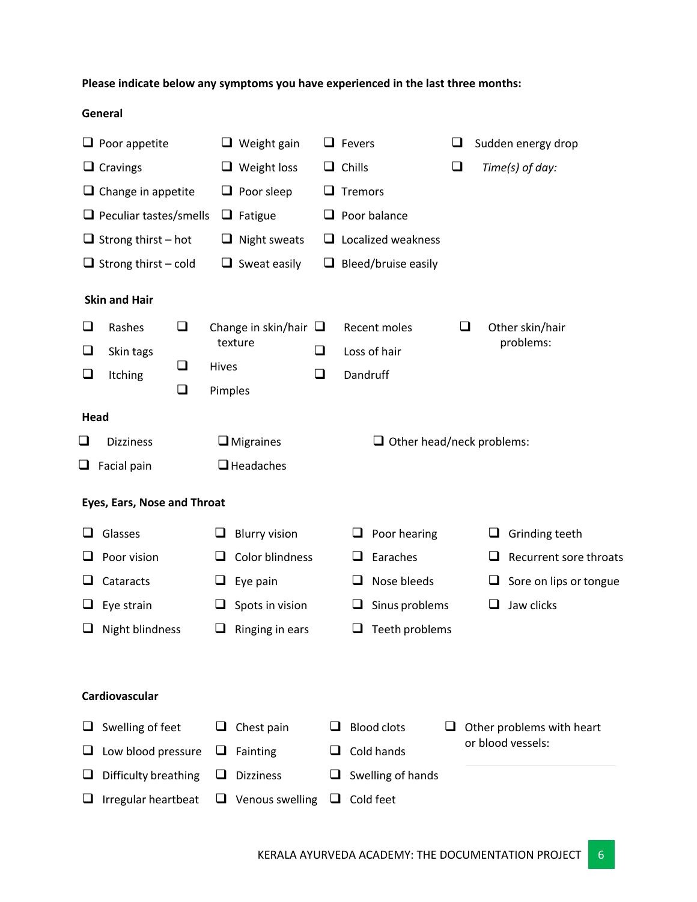**Please indicate below any symptoms you have experienced in the last three months:**

**General**

- ❑ Poor appetite
- ❑ Cravings
- ❑ Change in appetite
- ❑ Peculiar tastes/smells
- ❑ Strong thirst – hot
- ❑ Strong thirst – cold
- ❑ Weight gain
- ❑ Weight loss
- ❑ Poor sleep
- ❑ Fatigue
- ❑ Night sweats
- ❑ Sweat easily
- ❑ Fevers
- ❑ Chills
- ❑ Tremors
- ❑ Poor balance
- ❑ Localized weakness
- ❑ Bleed/bruise easily
- ❑ Sudden energy drop
- ❑ *Time(s) of day:*

**Skin and Hair**

- ❑ Rashes
- ❑ Skin tags
- ❑ Itching
- ❑ Change in skin/hair texture
- ❑ Hives
- ❑ Pimples
- ❑ Recent moles
- ❑ Loss of hair
- ❑ Dandruff
- ❑ Other skin/hair problems:

**Head**

- ❑ Dizziness
- ❑ Facial pain
- ❑ Migraines
- ❑ Headaches
- ❑ Other head/neck problems:

**Eyes, Ears, Nose and Throat**

- ❑ Glasses
- ❑ Poor vision
- ❑ Cataracts
- ❑ Eye strain
- ❑ Night blindness
- ❑ Blurry vision
- ❑ Color blindness
- ❑ Eye pain
- ❑ Spots in vision
- ❑ Ringing in ears
- ❑ Poor hearing
- ❑ Earaches
- ❑ Nose bleeds
- ❑ Sinus problems
- ❑ Teeth problems
- ❑ Grinding teeth
- ❑ Recurrent sore throats
- ❑ Sore on lips or tongue
- ❑ Jaw clicks

**Cardiovascular**

- ❑ Swelling of feet
- ❑ Low blood pressure
- ❑ Difficulty breathing
- ❑ Irregular heartbeat
- ❑ Chest pain
- ❑ Fainting
- ❑ Dizziness
- ❑ Venous swelling
- ❑ Blood clots
- ❑ Cold hands
- ❑ Swelling of hands
- ❑ Cold feet
- ❑ Other problems with heart or blood vessels: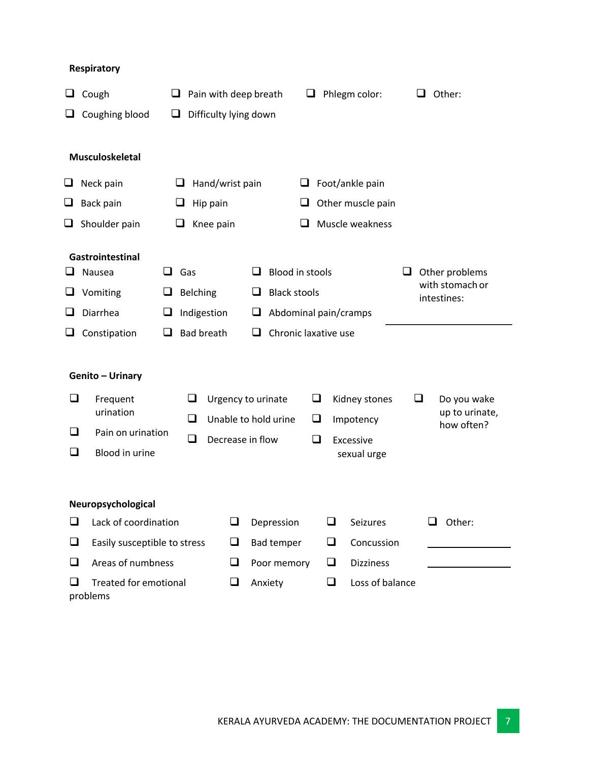**Respiratory**

- ❑ Cough
- ❑ Coughing blood
- ❑ Pain with deep breath
- ❑ Difficulty lying down
- ❑ Phlegm color:
- ❑ Other:

**Musculoskeletal**

- ❑ Neck pain
- ❑ Back pain
- ❑ Shoulder pain
- ❑ Hand/wrist pain
- ❑ Hip pain
- ❑ Knee pain
- ❑ Foot/ankle pain
- ❑ Other muscle pain
- ❑ Muscle weakness

**Gastrointestinal**

- ❑ Nausea
- ❑ Vomiting
- ❑ Diarrhea
- ❑ Constipation
- ❑ Gas
- ❑ Belching
- ❑ Indigestion
- ❑ Bad breath
- ❑ Blood in stools
- ❑ Black stools
- ❑ Abdominal pain/cramps
- ❑ Chronic laxative use
- ❑ Other problems with stomach or intestines: ______________________

**Genito – Urinary**

- ❑ Frequent urination
- ❑ Pain on urination
- ❑ Blood in urine
- ❑ Urgency to urinate
- ❑ Unable to hold urine
- ❑ Decrease in flow
- ❑ Kidney stones
- ❑ Impotency
- ❑ Excessive sexual urge
- ❑ Do you wake up to urinate, how often?

**Neuropsychological**

- ❑ Lack of coordination
- ❑ Easily susceptible to stress
- ❑ Areas of numbness
- ❑ Treated for emotional problems
- ❑ Depression
- ❑ Bad temper
- ❑ Poor memory
- ❑ Anxiety
- ❑ Seizures
- ❑ Concussion
- ❑ Dizziness
- ❑ Loss of balance
- ❑ Other: ______________________ ______________________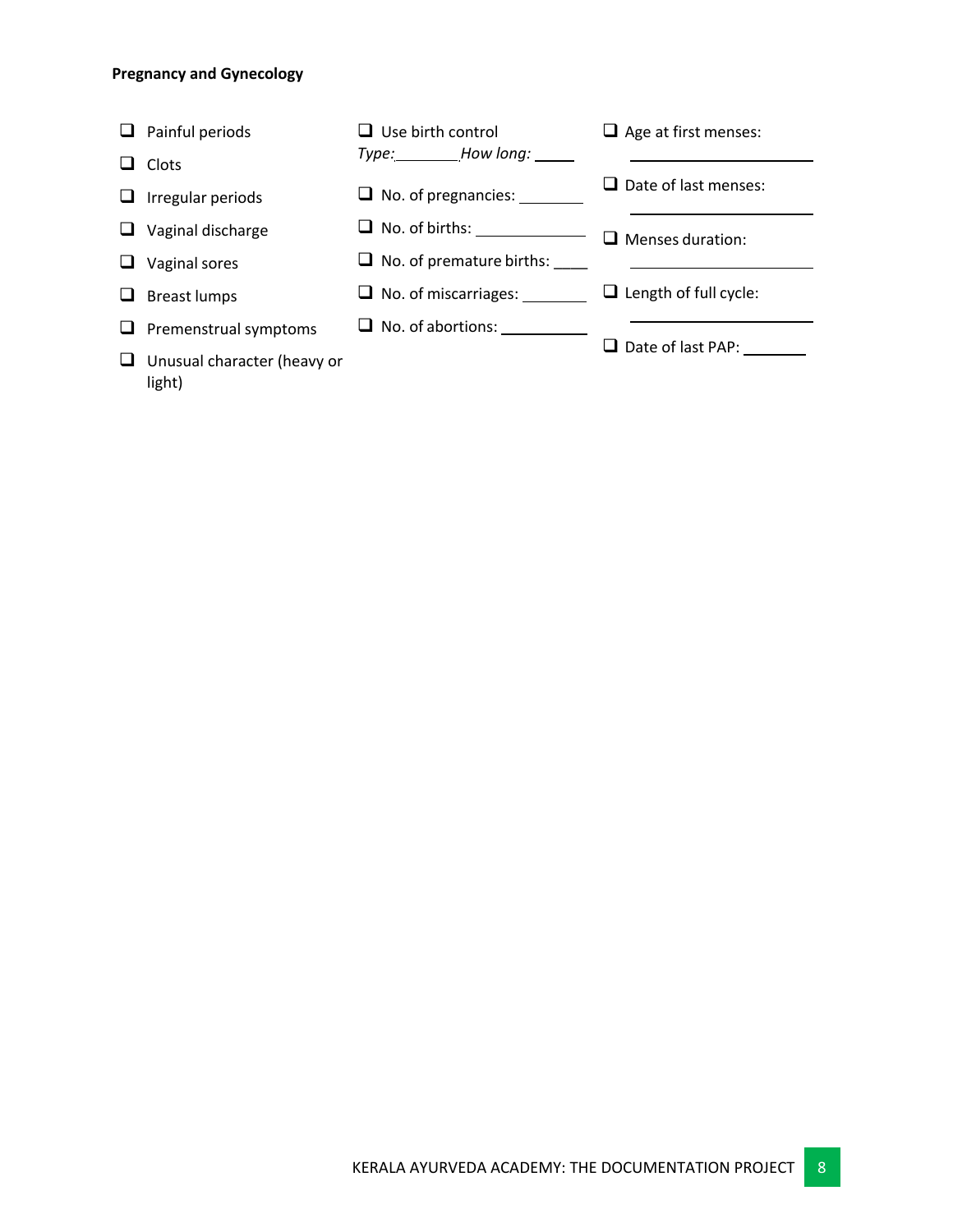**Pregnancy and Gynecology**

- ☐ Painful periods
- ☐ Clots
- ☐ Irregular periods
- ☐ Vaginal discharge
- ☐ Vaginal sores
- ☐ Breast lumps
- ☐ Premenstrual symptoms
- ☐ Unusual character (heavy or light)

- ☐ Use birth control
  *Type:*\_\_\_\_\_\_\_\_ *How long:* \_\_\_\_\_
- ☐ No. of pregnancies: \_\_\_\_\_\_\_\_
- ☐ No. of births: \_\_\_\_\_\_\_\_\_\_\_\_
- ☐ No. of premature births: \_\_\_\_
- ☐ No. of miscarriages: \_\_\_\_\_\_\_\_
- ☐ No. of abortions: \_\_\_\_\_\_\_\_\_\_

- ☐ Age at first menses:
  \_\_\_\_\_\_\_\_\_\_\_\_\_\_\_\_\_\_\_\_
- ☐ Date of last menses:
  \_\_\_\_\_\_\_\_\_\_\_\_\_\_\_\_\_\_\_\_
- ☐ Menses duration:
  \_\_\_\_\_\_\_\_\_\_\_\_\_\_\_\_\_\_\_\_
- ☐ Length of full cycle:
  \_\_\_\_\_\_\_\_\_\_\_\_\_\_\_\_\_\_\_\_
- ☐ Date of last PAP: \_\_\_\_\_\_\_\_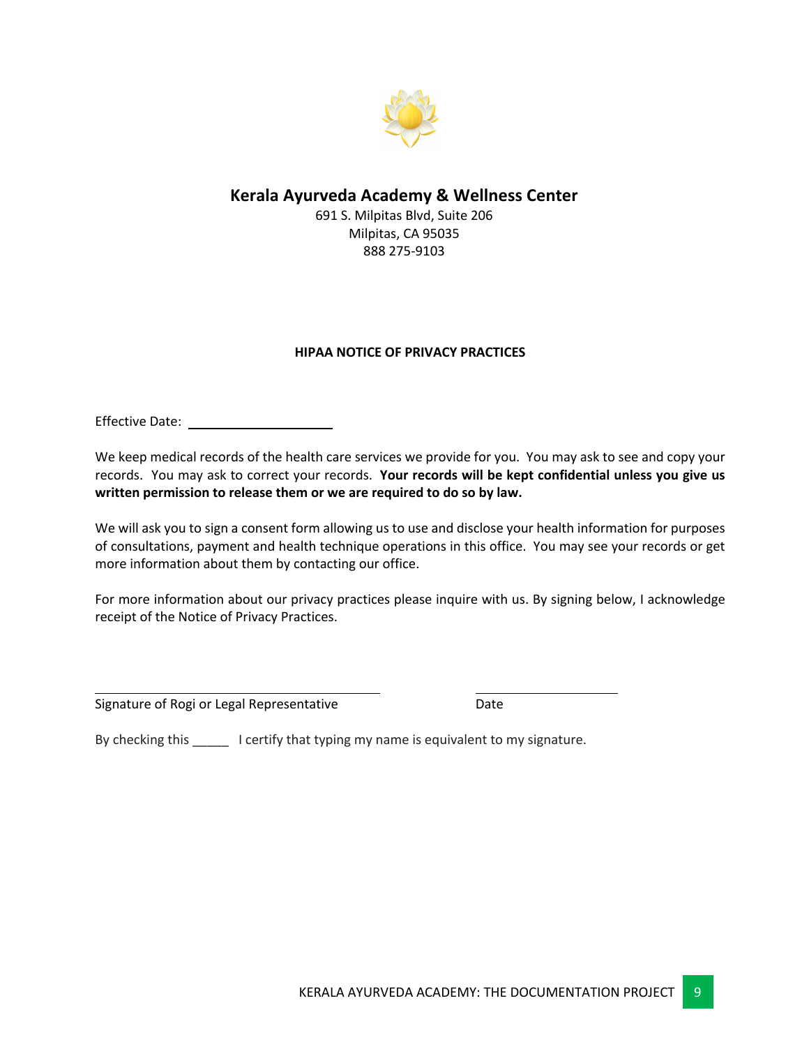## Kerala Ayurveda Academy & Wellness Center

691 S. Milpitas Blvd, Suite 206
Milpitas, CA 95035
888 275-9103

**HIPAA NOTICE OF PRIVACY PRACTICES**

Effective Date: ____________________

We keep medical records of the health care services we provide for you. You may ask to see and copy your records. You may ask to correct your records. **Your records will be kept confidential unless you give us written permission to release them or we are required to do so by law.**

We will ask you to sign a consent form allowing us to use and disclose your health information for purposes of consultations, payment and health technique operations in this office. You may see your records or get more information about them by contacting our office.

For more information about our privacy practices please inquire with us. By signing below, I acknowledge receipt of the Notice of Privacy Practices.

________________________________________ ____________________
Signature of Rogi or Legal Representative Date

By checking this _____ I certify that typing my name is equivalent to my signature.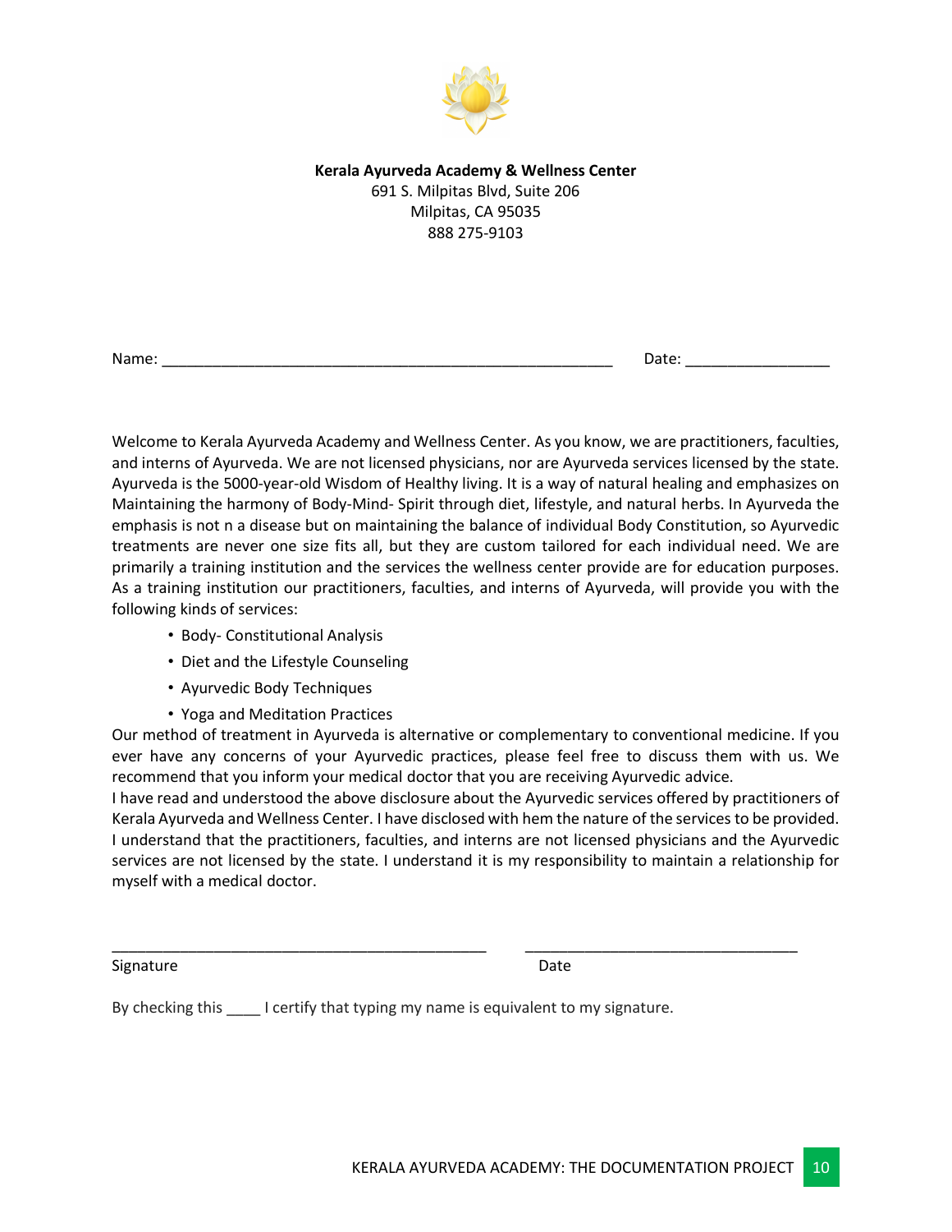**Kerala Ayurveda Academy & Wellness Center**
691 S. Milpitas Blvd, Suite 206
Milpitas, CA 95035
888 275-9103

Name: ______________________________________________________ Date: _________________

Welcome to Kerala Ayurveda Academy and Wellness Center. As you know, we are practitioners, faculties, and interns of Ayurveda. We are not licensed physicians, nor are Ayurveda services licensed by the state. Ayurveda is the 5000-year-old Wisdom of Healthy living. It is a way of natural healing and emphasizes on Maintaining the harmony of Body-Mind- Spirit through diet, lifestyle, and natural herbs. In Ayurveda the emphasis is not n a disease but on maintaining the balance of individual Body Constitution, so Ayurvedic treatments are never one size fits all, but they are custom tailored for each individual need. We are primarily a training institution and the services the wellness center provide are for education purposes. As a training institution our practitioners, faculties, and interns of Ayurveda, will provide you with the following kinds of services:

- Body- Constitutional Analysis
- Diet and the Lifestyle Counseling
- Ayurvedic Body Techniques
- Yoga and Meditation Practices

Our method of treatment in Ayurveda is alternative or complementary to conventional medicine. If you ever have any concerns of your Ayurvedic practices, please feel free to discuss them with us. We recommend that you inform your medical doctor that you are receiving Ayurvedic advice.

I have read and understood the above disclosure about the Ayurvedic services offered by practitioners of Kerala Ayurveda and Wellness Center. I have disclosed with hem the nature of the services to be provided. I understand that the practitioners, faculties, and interns are not licensed physicians and the Ayurvedic services are not licensed by the state. I understand it is my responsibility to maintain a relationship for myself with a medical doctor.

_____________________________________________ ________________________________

Signature Date

By checking this ____ I certify that typing my name is equivalent to my signature.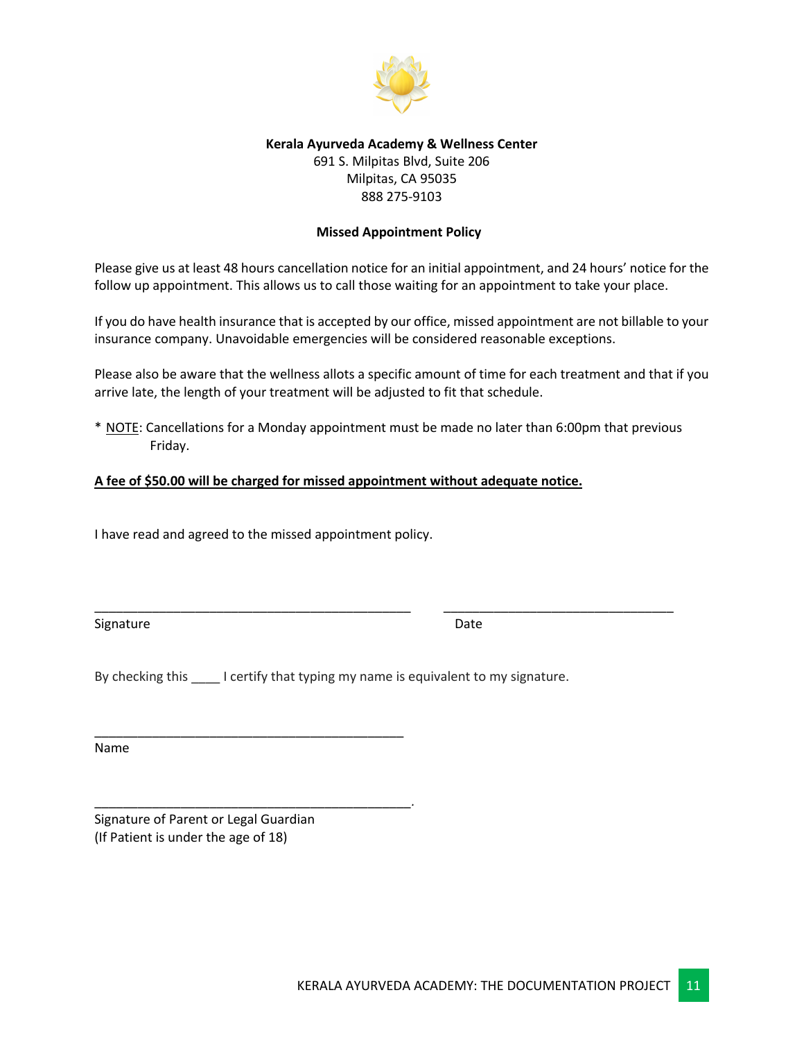**Kerala Ayurveda Academy & Wellness Center**
691 S. Milpitas Blvd, Suite 206
Milpitas, CA 95035
888 275-9103

**Missed Appointment Policy**

Please give us at least 48 hours cancellation notice for an initial appointment, and 24 hours' notice for the follow up appointment. This allows us to call those waiting for an appointment to take your place.

If you do have health insurance that is accepted by our office, missed appointment are not billable to your insurance company. Unavoidable emergencies will be considered reasonable exceptions.

Please also be aware that the wellness allots a specific amount of time for each treatment and that if you arrive late, the length of your treatment will be adjusted to fit that schedule.

* NOTE: Cancellations for a Monday appointment must be made no later than 6:00pm that previous Friday.

**A fee of $50.00 will be charged for missed appointment without adequate notice.**

I have read and agreed to the missed appointment policy.

_____________________________________________ _________________________________

Signature Date

By checking this ____ I certify that typing my name is equivalent to my signature.

____________________________________________

Name

_____________________________________________.

Signature of Parent or Legal Guardian
(If Patient is under the age of 18)